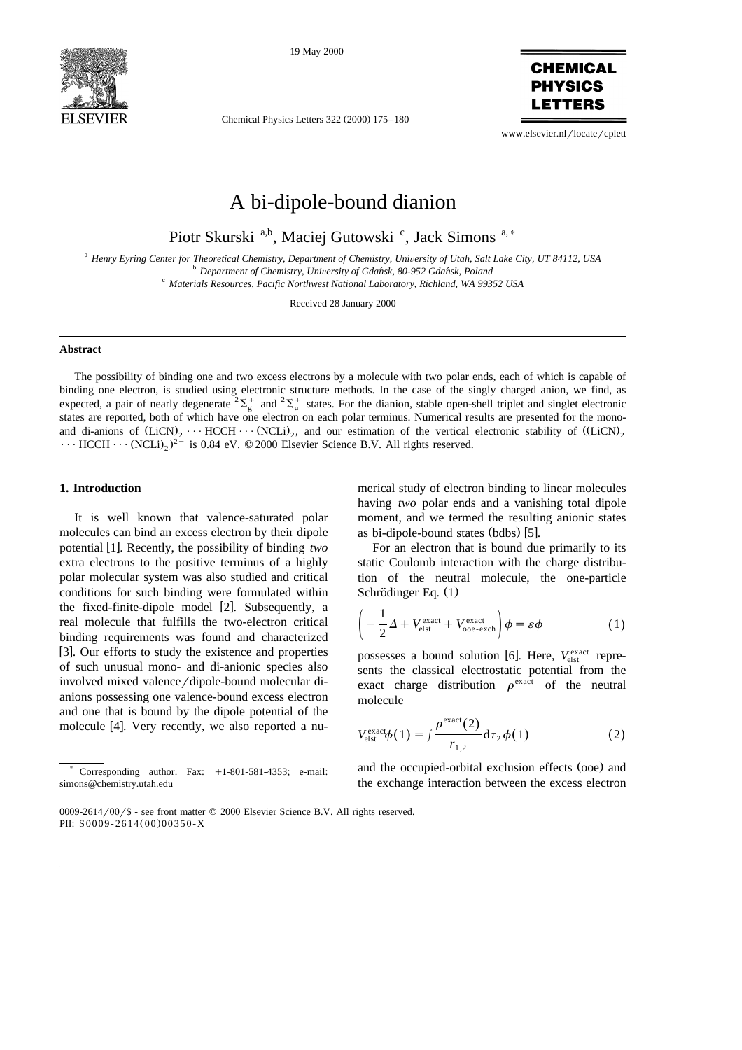# A bi-dipole-bound dianion

Piotr Skurski [a,b], Maciej Gutowski [c], Jack Simons [a,*]

[a] *Henry Eyring Center for Theoretical Chemistry, Department of Chemistry, University of Utah, Salt Lake City, UT 84112, USA*
[b] *Department of Chemistry, University of Gdańsk, 80-952 Gdańsk, Poland*
[c] *Materials Resources, Pacific Northwest National Laboratory, Richland, WA 99352 USA*

Received 28 January 2000

### Abstract

The possibility of binding one and two excess electrons by a molecule with two polar ends, each of which is capable of binding one electron, is studied using electronic structure methods. In the case of the singly charged anion, we find, as expected, a pair of nearly degenerate $^2\Sigma_g^+$ and $^2\Sigma_u^+$ states. For the dianion, stable open-shell triplet and singlet electronic states are reported, both of which have one electron on each polar terminus. Numerical results are presented for the mono- and di-anions of $(LiCN)_2 \cdots HCCH \cdots (NCLi)_2$, and our estimation of the vertical electronic stability of $((LiCN)_2 \cdots HCCH \cdots (NCLi)_2)^{2-}$ is 0.84 eV. © 2000 Elsevier Science B.V. All rights reserved.

## 1. Introduction

It is well known that valence-saturated polar molecules can bind an excess electron by their dipole potential [1]. Recently, the possibility of binding *two* extra electrons to the positive terminus of a highly polar molecular system was also studied and critical conditions for such binding were formulated within the fixed-finite-dipole model [2]. Subsequently, a real molecule that fulfills the two-electron critical binding requirements was found and characterized [3]. Our efforts to study the existence and properties of such unusual mono- and di-anionic species also involved mixed valence/dipole-bound molecular dianions possessing one valence-bound excess electron and one that is bound by the dipole potential of the molecule [4]. Very recently, we also reported a numerical study of electron binding to linear molecules having *two* polar ends and a vanishing total dipole moment, and we termed the resulting anionic states as bi-dipole-bound states (bdbs) [5].

For an electron that is bound due primarily to its static Coulomb interaction with the charge distribution of the neutral molecule, the one-particle Schrödinger Eq. (1)

$$\left(-\frac{1}{2}\Delta + V_{\mathrm{elst}}^{\mathrm{exact}} + V_{\mathrm{ooe\text{-}exch}}^{\mathrm{exact}}\right)\phi = \varepsilon\phi \tag{1}$$

possesses a bound solution [6]. Here, $V_{\mathrm{elst}}^{\mathrm{exact}}$ represents the classical electrostatic potential from the exact charge distribution $\rho^{\mathrm{exact}}$ of the neutral molecule

$$V_{\mathrm{elst}}^{\mathrm{exact}}\phi(1) = \int \frac{\rho^{\mathrm{exact}}(2)}{r_{1,2}} \mathrm{d}\tau_2\, \phi(1) \tag{2}$$

and the occupied-orbital exclusion effects (ooe) and the exchange interaction between the excess electron

---

* Corresponding author. Fax: +1-801-581-4353; e-mail: simons@chemistry.utah.edu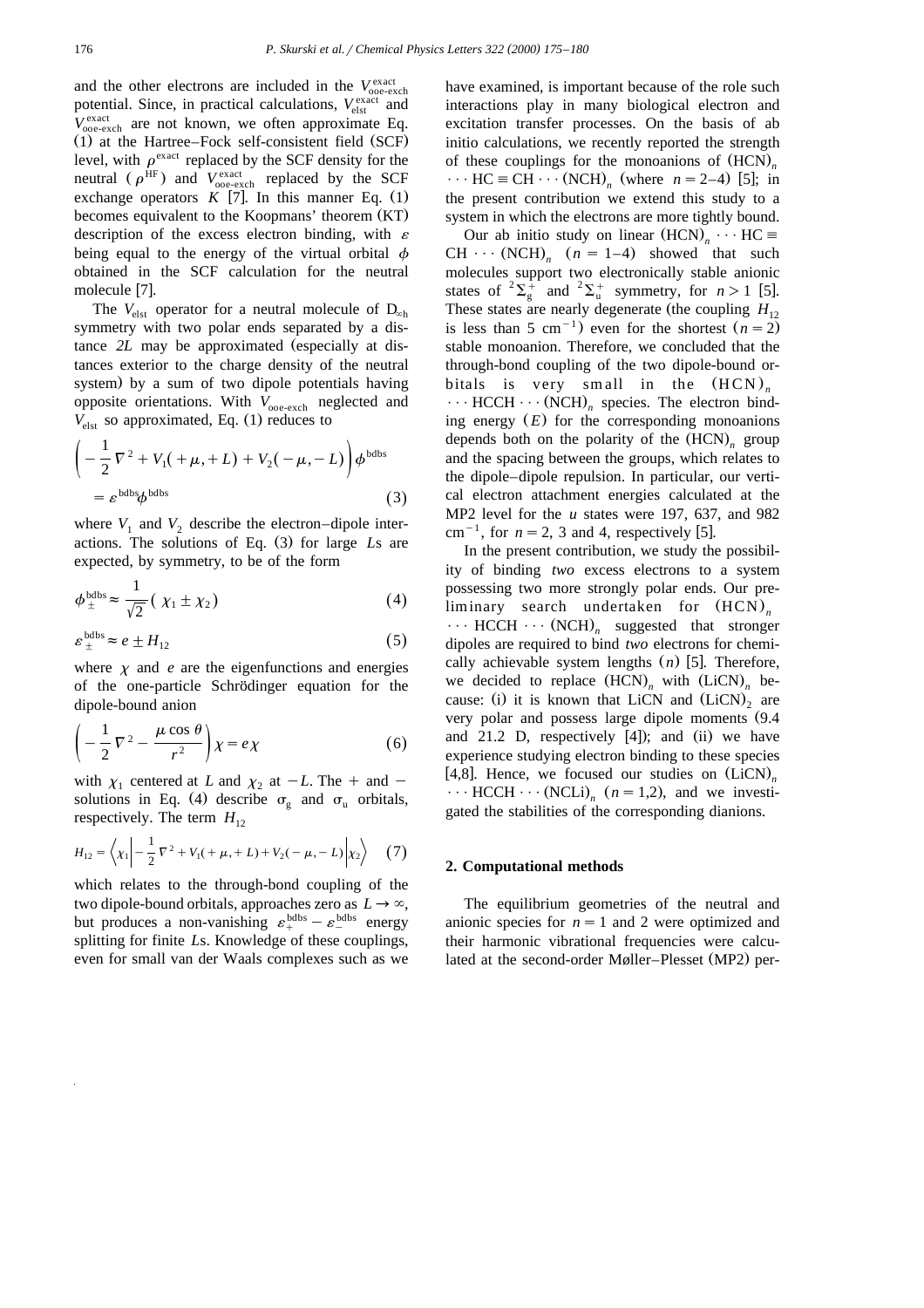and the other electrons are included in the $V_{\text{ooe-exch}}^{\text{exact}}$ potential. Since, in practical calculations, $V_{\text{elst}}^{\text{exact}}$ and $V_{\text{ooe-exch}}^{\text{exact}}$ are not known, we often approximate Eq. (1) at the Hartree–Fock self-consistent field (SCF) level, with $\rho^{\text{exact}}$ replaced by the SCF density for the neutral ($\rho^{\text{HF}}$) and $V_{\text{ooe-exch}}^{\text{exact}}$ replaced by the SCF exchange operators $K$ [7]. In this manner Eq. (1) becomes equivalent to the Koopmans' theorem (KT) description of the excess electron binding, with $\varepsilon$ being equal to the energy of the virtual orbital $\phi$ obtained in the SCF calculation for the neutral molecule [7].

The $V_{\text{elst}}$ operator for a neutral molecule of $D_{\infty h}$ symmetry with two polar ends separated by a distance $2L$ may be approximated (especially at distances exterior to the charge density of the neutral system) by a sum of two dipole potentials having opposite orientations. With $V_{\text{ooe-exch}}$ neglected and $V_{\text{elst}}$ so approximated, Eq. (1) reduces to

$$\left(-\frac{1}{2}\nabla^2 + V_1(+\mu,+L) + V_2(-\mu,-L)\right)\phi^{\text{bdbs}} = \varepsilon^{\text{bdbs}}\phi^{\text{bdbs}} \tag{3}$$

where $V_1$ and $V_2$ describe the electron–dipole interactions. The solutions of Eq. (3) for large $L$s are expected, by symmetry, to be of the form

$$\phi_{\pm}^{\text{bdbs}} \approx \frac{1}{\sqrt{2}}(\chi_1 \pm \chi_2) \tag{4}$$

$$\varepsilon_{\pm}^{\text{bdbs}} \approx e \pm H_{12} \tag{5}$$

where $\chi$ and $e$ are the eigenfunctions and energies of the one-particle Schrödinger equation for the dipole-bound anion

$$\left(-\frac{1}{2}\nabla^2 - \frac{\mu\cos\theta}{r^2}\right)\chi = e\chi \tag{6}$$

with $\chi_1$ centered at $L$ and $\chi_2$ at $-L$. The + and − solutions in Eq. (4) describe $\sigma_g$ and $\sigma_u$ orbitals, respectively. The term $H_{12}$

$$H_{12} = \left\langle \chi_1 \left| -\frac{1}{2}\nabla^2 + V_1(+\mu,+L) + V_2(-\mu,-L) \right| \chi_2 \right\rangle \tag{7}$$

which relates to the through-bond coupling of the two dipole-bound orbitals, approaches zero as $L \to \infty$, but produces a non-vanishing $\varepsilon_{+}^{\text{bdbs}} - \varepsilon_{-}^{\text{bdbs}}$ energy splitting for finite $L$s. Knowledge of these couplings, even for small van der Waals complexes such as we have examined, is important because of the role such interactions play in many biological electron and excitation transfer processes. On the basis of ab initio calculations, we recently reported the strength of these couplings for the monoanions of $(\text{HCN})_n \cdots \text{HC}\equiv\text{CH}\cdots(\text{NCH})_n$ (where $n = 2$–4) [5]; in the present contribution we extend this study to a system in which the electrons are more tightly bound.

Our ab initio study on linear $(\text{HCN})_n \cdots \text{HC}\equiv\text{CH}\cdots(\text{NCH})_n$ ($n = 1$–4) showed that such molecules support two electronically stable anionic states of $^2\Sigma_g^+$ and $^2\Sigma_u^+$ symmetry, for $n > 1$ [5]. These states are nearly degenerate (the coupling $H_{12}$ is less than 5 cm$^{-1}$) even for the shortest ($n = 2$) stable monoanion. Therefore, we concluded that the through-bond coupling of the two dipole-bound orbitals is very small in the $(\text{HCN})_n \cdots \text{HCCH}\cdots(\text{NCH})_n$ species. The electron binding energy ($E$) for the corresponding monoanions depends both on the polarity of the $(\text{HCN})_n$ group and the spacing between the groups, which relates to the dipole–dipole repulsion. In particular, our vertical electron attachment energies calculated at the MP2 level for the $u$ states were 197, 637, and 982 cm$^{-1}$, for $n = 2$, 3 and 4, respectively [5].

In the present contribution, we study the possibility of binding *two* excess electrons to a system possessing two more strongly polar ends. Our preliminary search undertaken for $(\text{HCN})_n \cdots \text{HCCH}\cdots(\text{NCH})_n$ suggested that stronger dipoles are required to bind *two* electrons for chemically achievable system lengths ($n$) [5]. Therefore, we decided to replace $(\text{HCN})_n$ with $(\text{LiCN})_n$ because: (i) it is known that LiCN and $(\text{LiCN})_2$ are very polar and possess large dipole moments (9.4 and 21.2 D, respectively [4]); and (ii) we have experience studying electron binding to these species [4,8]. Hence, we focused our studies on $(\text{LiCN})_n \cdots \text{HCCH}\cdots(\text{NCLi})_n$ ($n = 1,2$), and we investigated the stabilities of the corresponding dianions.

## 2. Computational methods

The equilibrium geometries of the neutral and anionic species for $n = 1$ and 2 were optimized and their harmonic vibrational frequencies were calculated at the second-order Møller–Plesset (MP2) per-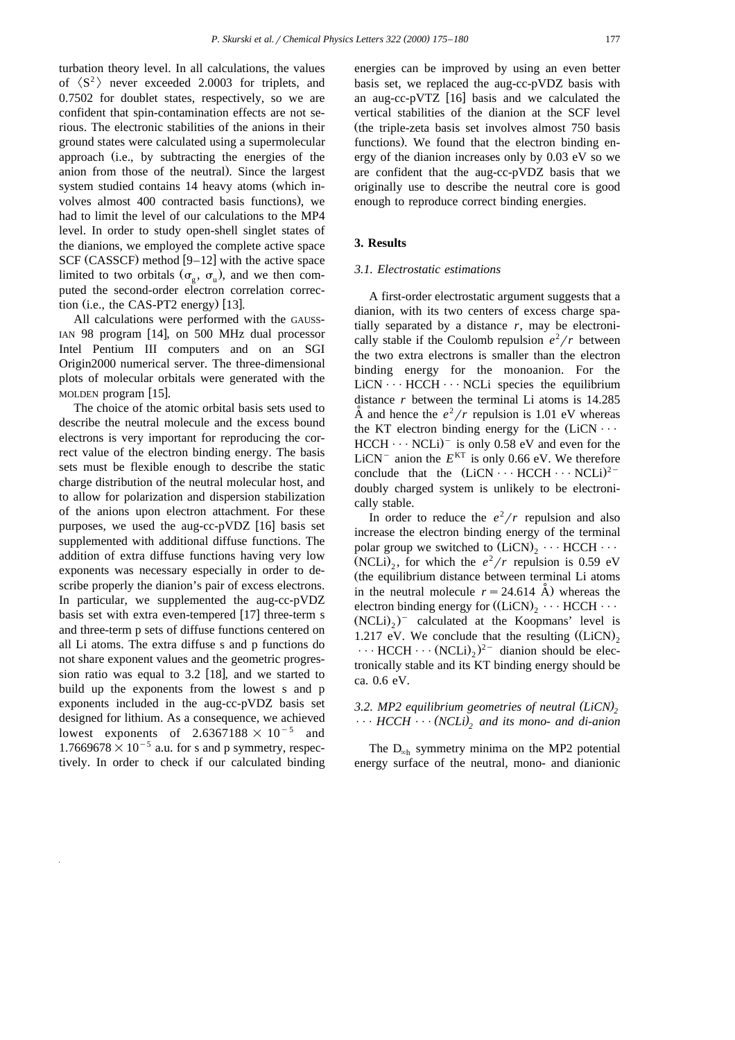turbation theory level. In all calculations, the values of $\langle S^2 \rangle$ never exceeded 2.0003 for triplets, and 0.7502 for doublet states, respectively, so we are confident that spin-contamination effects are not serious. The electronic stabilities of the anions in their ground states were calculated using a supermolecular approach (i.e., by subtracting the energies of the anion from those of the neutral). Since the largest system studied contains 14 heavy atoms (which involves almost 400 contracted basis functions), we had to limit the level of our calculations to the MP4 level. In order to study open-shell singlet states of the dianions, we employed the complete active space SCF (CASSCF) method [9–12] with the active space limited to two orbitals ($\sigma_g$, $\sigma_u$), and we then computed the second-order electron correlation correction (i.e., the CAS-PT2 energy) [13].

All calculations were performed with the GAUSSIAN 98 program [14], on 500 MHz dual processor Intel Pentium III computers and on an SGI Origin2000 numerical server. The three-dimensional plots of molecular orbitals were generated with the MOLDEN program [15].

The choice of the atomic orbital basis sets used to describe the neutral molecule and the excess bound electrons is very important for reproducing the correct value of the electron binding energy. The basis sets must be flexible enough to describe the static charge distribution of the neutral molecular host, and to allow for polarization and dispersion stabilization of the anions upon electron attachment. For these purposes, we used the aug-cc-pVDZ [16] basis set supplemented with additional diffuse functions. The addition of extra diffuse functions having very low exponents was necessary especially in order to describe properly the dianion's pair of excess electrons. In particular, we supplemented the aug-cc-pVDZ basis set with extra even-tempered [17] three-term s and three-term p sets of diffuse functions centered on all Li atoms. The extra diffuse s and p functions do not share exponent values and the geometric progression ratio was equal to 3.2 [18], and we started to build up the exponents from the lowest s and p exponents included in the aug-cc-pVDZ basis set designed for lithium. As a consequence, we achieved lowest exponents of $2.6367188 \times 10^{-5}$ and $1.7669678 \times 10^{-5}$ a.u. for s and p symmetry, respectively. In order to check if our calculated binding energies can be improved by using an even better basis set, we replaced the aug-cc-pVDZ basis with an aug-cc-pVTZ [16] basis and we calculated the vertical stabilities of the dianion at the SCF level (the triple-zeta basis set involves almost 750 basis functions). We found that the electron binding energy of the dianion increases only by 0.03 eV so we are confident that the aug-cc-pVDZ basis that we originally use to describe the neutral core is good enough to reproduce correct binding energies.

## 3. Results

### 3.1. Electrostatic estimations

A first-order electrostatic argument suggests that a dianion, with its two centers of excess charge spatially separated by a distance $r$, may be electronically stable if the Coulomb repulsion $e^2/r$ between the two extra electrons is smaller than the electron binding energy for the monoanion. For the LiCN ··· HCCH ··· NCLi species the equilibrium distance $r$ between the terminal Li atoms is 14.285 Å and hence the $e^2/r$ repulsion is 1.01 eV whereas the KT electron binding energy for the (LiCN ··· HCCH ··· NCLi)$^-$ is only 0.58 eV and even for the LiCN$^-$ anion the $E^{KT}$ is only 0.66 eV. We therefore conclude that the (LiCN ··· HCCH ··· NCLi)$^{2-}$ doubly charged system is unlikely to be electronically stable.

In order to reduce the $e^2/r$ repulsion and also increase the electron binding energy of the terminal polar group we switched to $(LiCN)_2$ ··· HCCH ··· $(NCLi)_2$, for which the $e^2/r$ repulsion is 0.59 eV (the equilibrium distance between terminal Li atoms in the neutral molecule $r = 24.614$ Å) whereas the electron binding energy for $((LiCN)_2$ ··· HCCH ··· $(NCLi)_2)^-$ calculated at the Koopmans' level is 1.217 eV. We conclude that the resulting $((LiCN)_2$ ··· HCCH ··· $(NCLi)_2)^{2-}$ dianion should be electronically stable and its KT binding energy should be ca. 0.6 eV.

### 3.2. MP2 equilibrium geometries of neutral $(LiCN)_2$ ··· HCCH ··· $(NCLi)_2$ and its mono- and di-anion

The $D_{\infty h}$ symmetry minima on the MP2 potential energy surface of the neutral, mono- and dianionic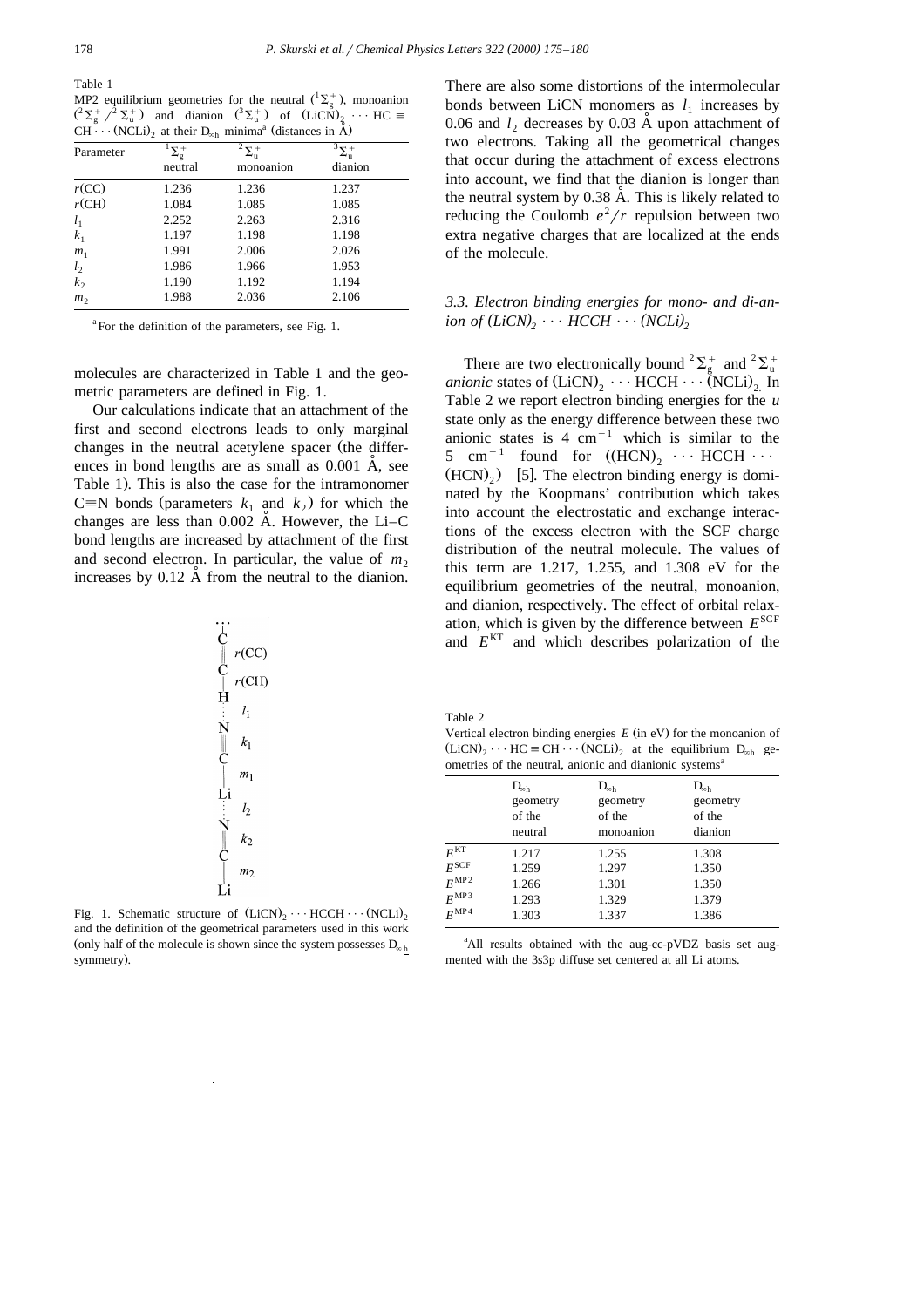Table 1

MP2 equilibrium geometries for the neutral ($^1\Sigma_g^+$), monoanion ($^2\Sigma_g^+$/$^2\Sigma_u^+$) and dianion ($^3\Sigma_u^+$) of $(LiCN)_2 \cdots HC \equiv CH \cdots (NCLi)_2$ at their $D_{\infty h}$ minima[a] (distances in Å)

| Parameter | $^1\Sigma_g^+$ neutral | $^2\Sigma_u^+$ monoanion | $^3\Sigma_u^+$ dianion |
|---|---|---|---|
| $r$(CC) | 1.236 | 1.236 | 1.237 |
| $r$(CH) | 1.084 | 1.085 | 1.085 |
| $l_1$ | 2.252 | 2.263 | 2.316 |
| $k_1$ | 1.197 | 1.198 | 1.198 |
| $m_1$ | 1.991 | 2.006 | 2.026 |
| $l_2$ | 1.986 | 1.966 | 1.953 |
| $k_2$ | 1.190 | 1.192 | 1.194 |
| $m_2$ | 1.988 | 2.036 | 2.106 |

[a] For the definition of the parameters, see Fig. 1.

molecules are characterized in Table 1 and the geometric parameters are defined in Fig. 1.

Our calculations indicate that an attachment of the first and second electrons leads to only marginal changes in the neutral acetylene spacer (the differences in bond lengths are as small as 0.001 Å, see Table 1). This is also the case for the intramonomer C≡N bonds (parameters $k_1$ and $k_2$) for which the changes are less than 0.002 Å. However, the Li–C bond lengths are increased by attachment of the first and second electron. In particular, the value of $m_2$ increases by 0.12 Å from the neutral to the dianion.

Fig. 1. Schematic structure of $(LiCN)_2 \cdots HCCH \cdots (NCLi)_2$ and the definition of the geometrical parameters used in this work (only half of the molecule is shown since the system possesses $D_{\infty h}$ symmetry).

There are also some distortions of the intermolecular bonds between LiCN monomers as $l_1$ increases by 0.06 and $l_2$ decreases by 0.03 Å upon attachment of two electrons. Taking all the geometrical changes that occur during the attachment of excess electrons into account, we find that the dianion is longer than the neutral system by 0.38 Å. This is likely related to reducing the Coulomb $e^2/r$ repulsion between two extra negative charges that are localized at the ends of the molecule.

### 3.3. Electron binding energies for mono- and di-anion of $(LiCN)_2 \cdots HCCH \cdots (NCLi)_2$

There are two electronically bound $^2\Sigma_g^+$ and $^2\Sigma_u^+$ *anionic* states of $(LiCN)_2 \cdots HCCH \cdots (NCLi)_2$. In Table 2 we report electron binding energies for the *u* state only as the energy difference between these two anionic states is 4 $cm^{-1}$ which is similar to the 5 $cm^{-1}$ found for $((HCN)_2 \cdots HCCH \cdots (HCN)_2)^-$ [5]. The electron binding energy is dominated by the Koopmans' contribution which takes into account the electrostatic and exchange interactions of the excess electron with the SCF charge distribution of the neutral molecule. The values of this term are 1.217, 1.255, and 1.308 eV for the equilibrium geometries of the neutral, monoanion, and dianion, respectively. The effect of orbital relaxation, which is given by the difference between $E^{SCF}$ and $E^{KT}$ and which describes polarization of the

Table 2

Vertical electron binding energies $E$ (in eV) for the monoanion of $(LiCN)_2 \cdots HC \equiv CH \cdots (NCLi)_2$ at the equilibrium $D_{\infty h}$ geometries of the neutral, anionic and dianionic systems[a]

| | $D_{\infty h}$ geometry of the neutral | $D_{\infty h}$ geometry of the monoanion | $D_{\infty h}$ geometry of the dianion |
|---|---|---|---|
| $E^{KT}$ | 1.217 | 1.255 | 1.308 |
| $E^{SCF}$ | 1.259 | 1.297 | 1.350 |
| $E^{MP2}$ | 1.266 | 1.301 | 1.350 |
| $E^{MP3}$ | 1.293 | 1.329 | 1.379 |
| $E^{MP4}$ | 1.303 | 1.337 | 1.386 |

[a] All results obtained with the aug-cc-pVDZ basis set augmented with the 3s3p diffuse set centered at all Li atoms.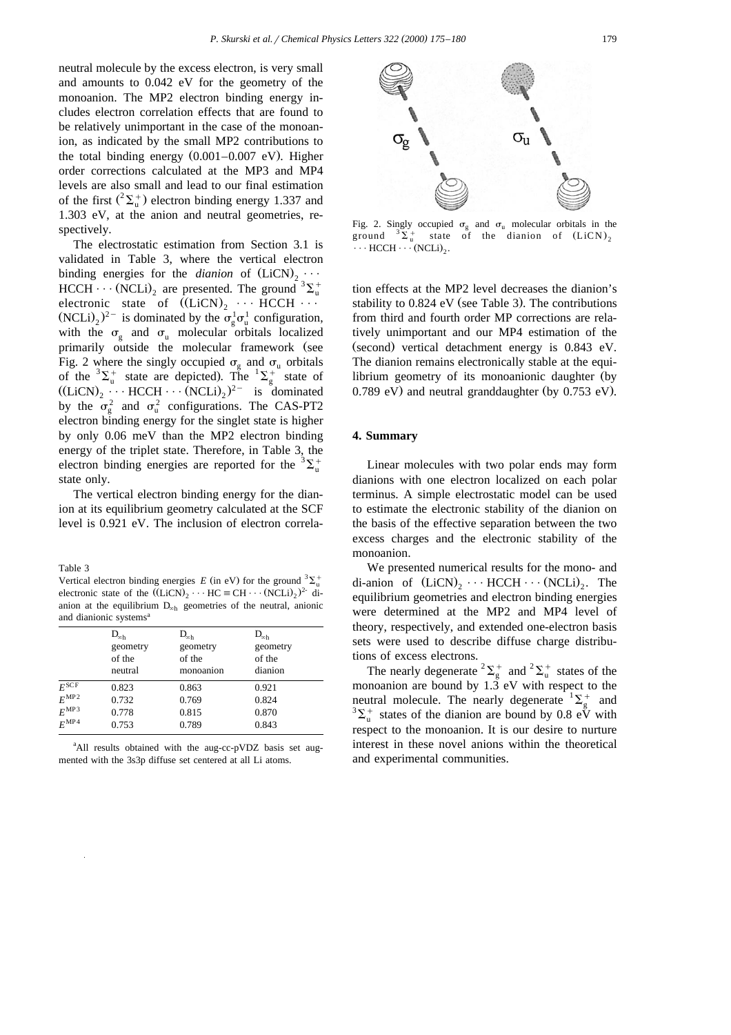neutral molecule by the excess electron, is very small and amounts to 0.042 eV for the geometry of the monoanion. The MP2 electron binding energy includes electron correlation effects that are found to be relatively unimportant in the case of the monoanion, as indicated by the small MP2 contributions to the total binding energy (0.001–0.007 eV). Higher order corrections calculated at the MP3 and MP4 levels are also small and lead to our final estimation of the first ($^2\Sigma_u^+$) electron binding energy 1.337 and 1.303 eV, at the anion and neutral geometries, respectively.

The electrostatic estimation from Section 3.1 is validated in Table 3, where the vertical electron binding energies for the *dianion* of $(LiCN)_2 \cdots HCCH \cdots (NCLi)_2$ are presented. The ground $^3\Sigma_u^+$ electronic state of $((LiCN)_2 \cdots HCCH \cdots (NCLi)_2)^{2-}$ is dominated by the $\sigma_g^1\sigma_u^1$ configuration, with the $\sigma_g$ and $\sigma_u$ molecular orbitals localized primarily outside the molecular framework (see Fig. 2 where the singly occupied $\sigma_g$ and $\sigma_u$ orbitals of the $^3\Sigma_u^+$ state are depicted). The $^1\Sigma_g^+$ state of $((LiCN)_2 \cdots HCCH \cdots (NCLi)_2)^{2-}$ is dominated by the $\sigma_g^2$ and $\sigma_u^2$ configurations. The CAS-PT2 electron binding energy for the singlet state is higher by only 0.06 meV than the MP2 electron binding energy of the triplet state. Therefore, in Table 3, the electron binding energies are reported for the $^3\Sigma_u^+$ state only.

The vertical electron binding energy for the dianion at its equilibrium geometry calculated at the SCF level is 0.921 eV. The inclusion of electron correlation effects at the MP2 level decreases the dianion's stability to 0.824 eV (see Table 3). The contributions from third and fourth order MP corrections are relatively unimportant and our MP4 estimation of the (second) vertical detachment energy is 0.843 eV. The dianion remains electronically stable at the equilibrium geometry of its monoanionic daughter (by 0.789 eV) and neutral granddaughter (by 0.753 eV).

Table 3
Vertical electron binding energies $E$ (in eV) for the ground $^3\Sigma_u^+$ electronic state of the $((LiCN)_2 \cdots HC\equiv CH \cdots (NCLi)_2)^{2-}$ dianion at the equilibrium $D_{\infty h}$ geometries of the neutral, anionic and dianionic systems[a]

| | $D_{\infty h}$ geometry of the neutral | $D_{\infty h}$ geometry of the monoanion | $D_{\infty h}$ geometry of the dianion |
|---|---|---|---|
| $E^{SCF}$ | 0.823 | 0.863 | 0.921 |
| $E^{MP2}$ | 0.732 | 0.769 | 0.824 |
| $E^{MP3}$ | 0.778 | 0.815 | 0.870 |
| $E^{MP4}$ | 0.753 | 0.789 | 0.843 |

[a] All results obtained with the aug-cc-pVDZ basis set augmented with the 3s3p diffuse set centered at all Li atoms.

Fig. 2. Singly occupied $\sigma_g$ and $\sigma_u$ molecular orbitals in the ground $^3\Sigma_u^+$ state of the dianion of $(LiCN)_2 \cdots HCCH \cdots (NCLi)_2$.

## 4. Summary

Linear molecules with two polar ends may form dianions with one electron localized on each polar terminus. A simple electrostatic model can be used to estimate the electronic stability of the dianion on the basis of the effective separation between the two excess charges and the electronic stability of the monoanion.

We presented numerical results for the mono- and di-anion of $(LiCN)_2 \cdots HCCH \cdots (NCLi)_2$. The equilibrium geometries and electron binding energies were determined at the MP2 and MP4 level of theory, respectively, and extended one-electron basis sets were used to describe diffuse charge distributions of excess electrons.

The nearly degenerate $^2\Sigma_g^+$ and $^2\Sigma_u^+$ states of the monoanion are bound by 1.3 eV with respect to the neutral molecule. The nearly degenerate $^1\Sigma_g^+$ and $^3\Sigma_u^+$ states of the dianion are bound by 0.8 eV with respect to the monoanion. It is our desire to nurture interest in these novel anions within the theoretical and experimental communities.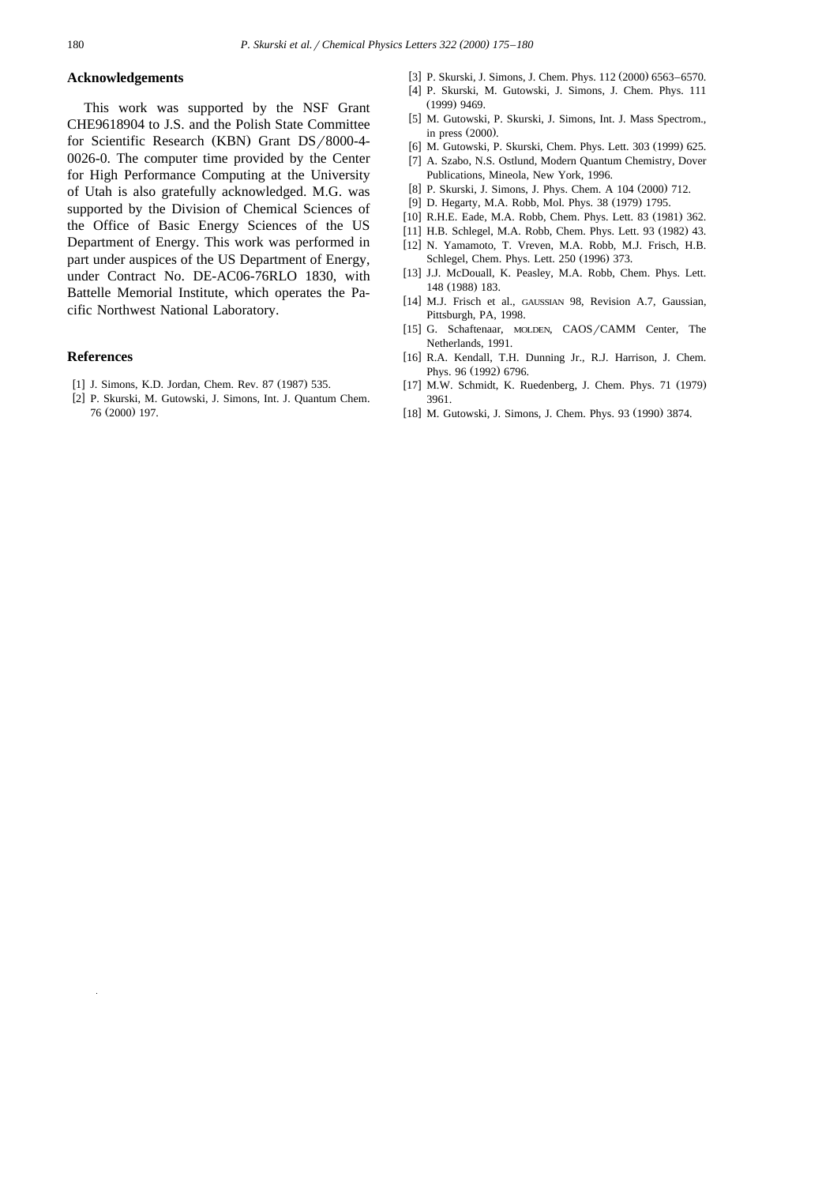## Acknowledgements

This work was supported by the NSF Grant CHE9618904 to J.S. and the Polish State Committee for Scientific Research (KBN) Grant DS/8000-4-0026-0. The computer time provided by the Center for High Performance Computing at the University of Utah is also gratefully acknowledged. M.G. was supported by the Division of Chemical Sciences of the Office of Basic Energy Sciences of the US Department of Energy. This work was performed in part under auspices of the US Department of Energy, under Contract No. DE-AC06-76RLO 1830, with Battelle Memorial Institute, which operates the Pacific Northwest National Laboratory.

## References

[1] J. Simons, K.D. Jordan, Chem. Rev. 87 (1987) 535.
[2] P. Skurski, M. Gutowski, J. Simons, Int. J. Quantum Chem. 76 (2000) 197.
[3] P. Skurski, J. Simons, J. Chem. Phys. 112 (2000) 6563–6570.
[4] P. Skurski, M. Gutowski, J. Simons, J. Chem. Phys. 111 (1999) 9469.
[5] M. Gutowski, P. Skurski, J. Simons, Int. J. Mass Spectrom., in press (2000).
[6] M. Gutowski, P. Skurski, Chem. Phys. Lett. 303 (1999) 625.
[7] A. Szabo, N.S. Ostlund, Modern Quantum Chemistry, Dover Publications, Mineola, New York, 1996.
[8] P. Skurski, J. Simons, J. Phys. Chem. A 104 (2000) 712.
[9] D. Hegarty, M.A. Robb, Mol. Phys. 38 (1979) 1795.
[10] R.H.E. Eade, M.A. Robb, Chem. Phys. Lett. 83 (1981) 362.
[11] H.B. Schlegel, M.A. Robb, Chem. Phys. Lett. 93 (1982) 43.
[12] N. Yamamoto, T. Vreven, M.A. Robb, M.J. Frisch, H.B. Schlegel, Chem. Phys. Lett. 250 (1996) 373.
[13] J.J. McDouall, K. Peasley, M.A. Robb, Chem. Phys. Lett. 148 (1988) 183.
[14] M.J. Frisch et al., GAUSSIAN 98, Revision A.7, Gaussian, Pittsburgh, PA, 1998.
[15] G. Schaftenaar, MOLDEN, CAOS/CAMM Center, The Netherlands, 1991.
[16] R.A. Kendall, T.H. Dunning Jr., R.J. Harrison, J. Chem. Phys. 96 (1992) 6796.
[17] M.W. Schmidt, K. Ruedenberg, J. Chem. Phys. 71 (1979) 3961.
[18] M. Gutowski, J. Simons, J. Chem. Phys. 93 (1990) 3874.